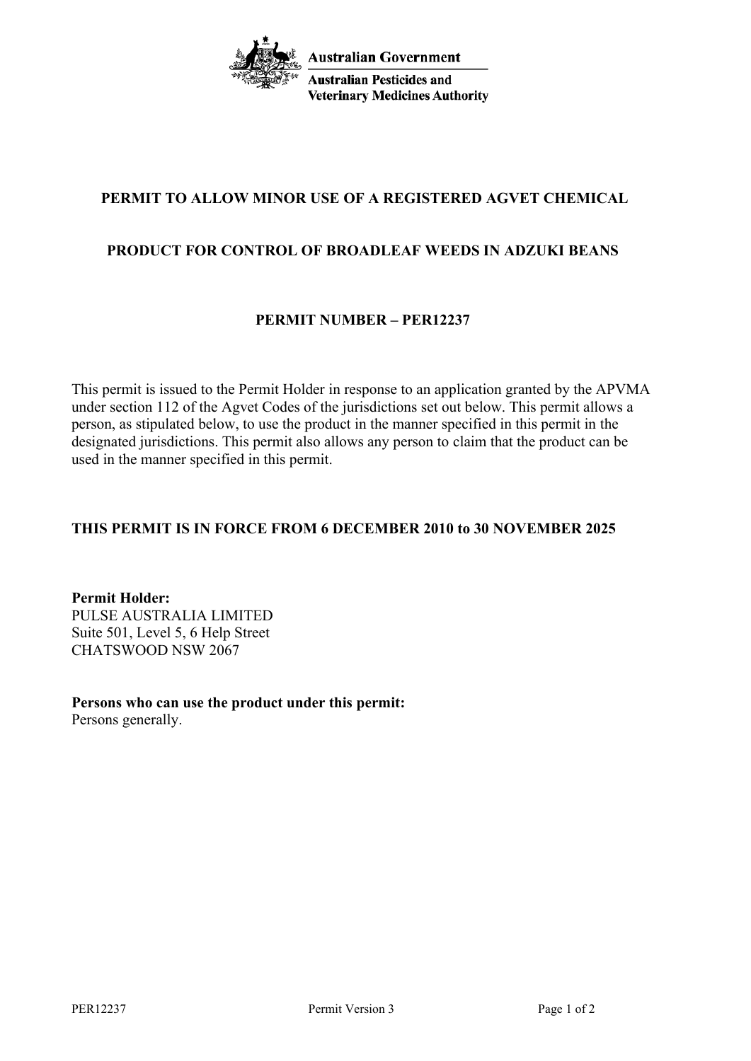Australian Government

Australian Pesticides and Veterinary Medicines Authority

# PERMIT TO ALLOW MINOR USE OF A REGISTERED AGVET CHEMICAL

## PRODUCT FOR CONTROL OF BROADLEAF WEEDS IN ADZUKI BEANS

## PERMIT NUMBER – PER12237

This permit is issued to the Permit Holder in response to an application granted by the APVMA under section 112 of the Agvet Codes of the jurisdictions set out below. This permit allows a person, as stipulated below, to use the product in the manner specified in this permit in the designated jurisdictions. This permit also allows any person to claim that the product can be used in the manner specified in this permit.

**THIS PERMIT IS IN FORCE FROM 6 DECEMBER 2010 to 30 NOVEMBER 2025**

**Permit Holder:**
PULSE AUSTRALIA LIMITED
Suite 501, Level 5, 6 Help Street
CHATSWOOD NSW 2067

**Persons who can use the product under this permit:**
Persons generally.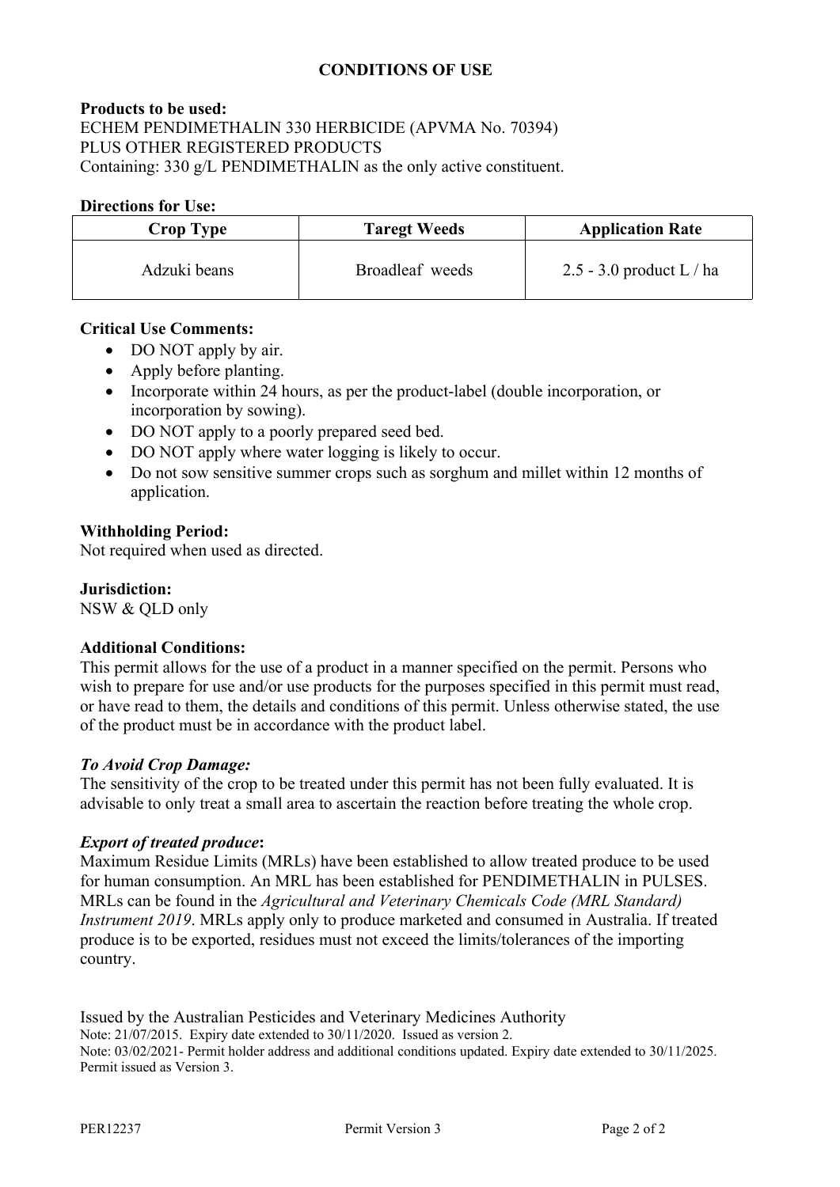## CONDITIONS OF USE

**Products to be used:**
ECHEM PENDIMETHALIN 330 HERBICIDE (APVMA No. 70394)
PLUS OTHER REGISTERED PRODUCTS
Containing: 330 g/L PENDIMETHALIN as the only active constituent.

**Directions for Use:**

| Crop Type | Taregt Weeds | Application Rate |
|---|---|---|
| Adzuki beans | Broadleaf weeds | 2.5 - 3.0 product L / ha |

**Critical Use Comments:**

- DO NOT apply by air.
- Apply before planting.
- Incorporate within 24 hours, as per the product-label (double incorporation, or incorporation by sowing).
- DO NOT apply to a poorly prepared seed bed.
- DO NOT apply where water logging is likely to occur.
- Do not sow sensitive summer crops such as sorghum and millet within 12 months of application.

**Withholding Period:**
Not required when used as directed.

**Jurisdiction:**
NSW & QLD only

**Additional Conditions:**
This permit allows for the use of a product in a manner specified on the permit. Persons who wish to prepare for use and/or use products for the purposes specified in this permit must read, or have read to them, the details and conditions of this permit. Unless otherwise stated, the use of the product must be in accordance with the product label.

***To Avoid Crop Damage:***
The sensitivity of the crop to be treated under this permit has not been fully evaluated. It is advisable to only treat a small area to ascertain the reaction before treating the whole crop.

***Export of treated produce*:**
Maximum Residue Limits (MRLs) have been established to allow treated produce to be used for human consumption. An MRL has been established for PENDIMETHALIN in PULSES. MRLs can be found in the *Agricultural and Veterinary Chemicals Code (MRL Standard) Instrument 2019*. MRLs apply only to produce marketed and consumed in Australia. If treated produce is to be exported, residues must not exceed the limits/tolerances of the importing country.

Issued by the Australian Pesticides and Veterinary Medicines Authority
Note: 21/07/2015. Expiry date extended to 30/11/2020. Issued as version 2.
Note: 03/02/2021- Permit holder address and additional conditions updated. Expiry date extended to 30/11/2025. Permit issued as Version 3.